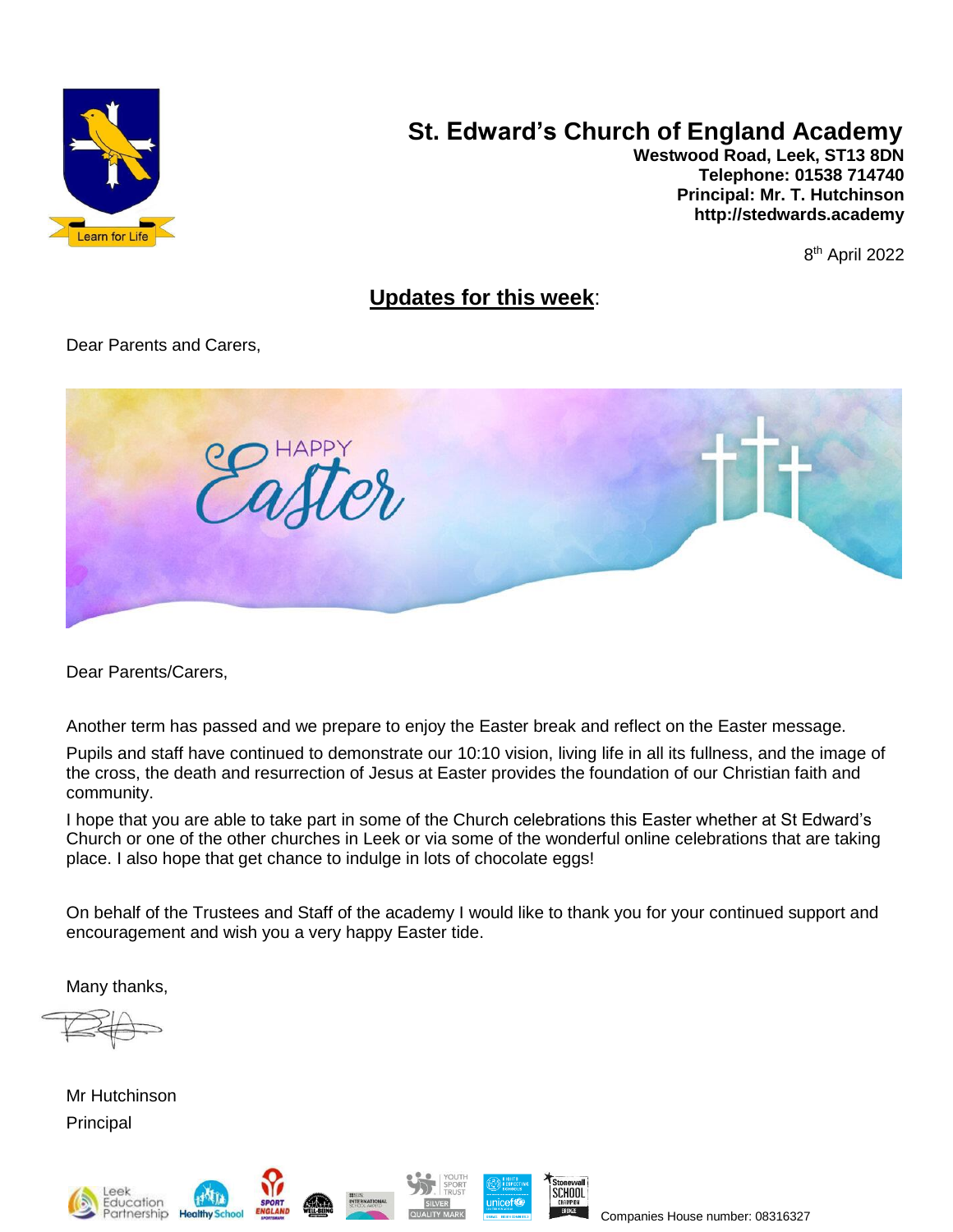# St. Edward's Church of England Academy

**Westwood Road, Leek, ST13 8DN**
**Telephone: 01538 714740**
**Principal: Mr. T. Hutchinson**
**http://stedwards.academy**

8th April 2022

## Updates for this week:

Dear Parents and Carers,

Dear Parents/Carers,

Another term has passed and we prepare to enjoy the Easter break and reflect on the Easter message.

Pupils and staff have continued to demonstrate our 10:10 vision, living life in all its fullness, and the image of the cross, the death and resurrection of Jesus at Easter provides the foundation of our Christian faith and community.

I hope that you are able to take part in some of the Church celebrations this Easter whether at St Edward's Church or one of the other churches in Leek or via some of the wonderful online celebrations that are taking place. I also hope that get chance to indulge in lots of chocolate eggs!

On behalf of the Trustees and Staff of the academy I would like to thank you for your continued support and encouragement and wish you a very happy Easter tide.

Many thanks,

Mr Hutchinson

Principal

Companies House number: 08316327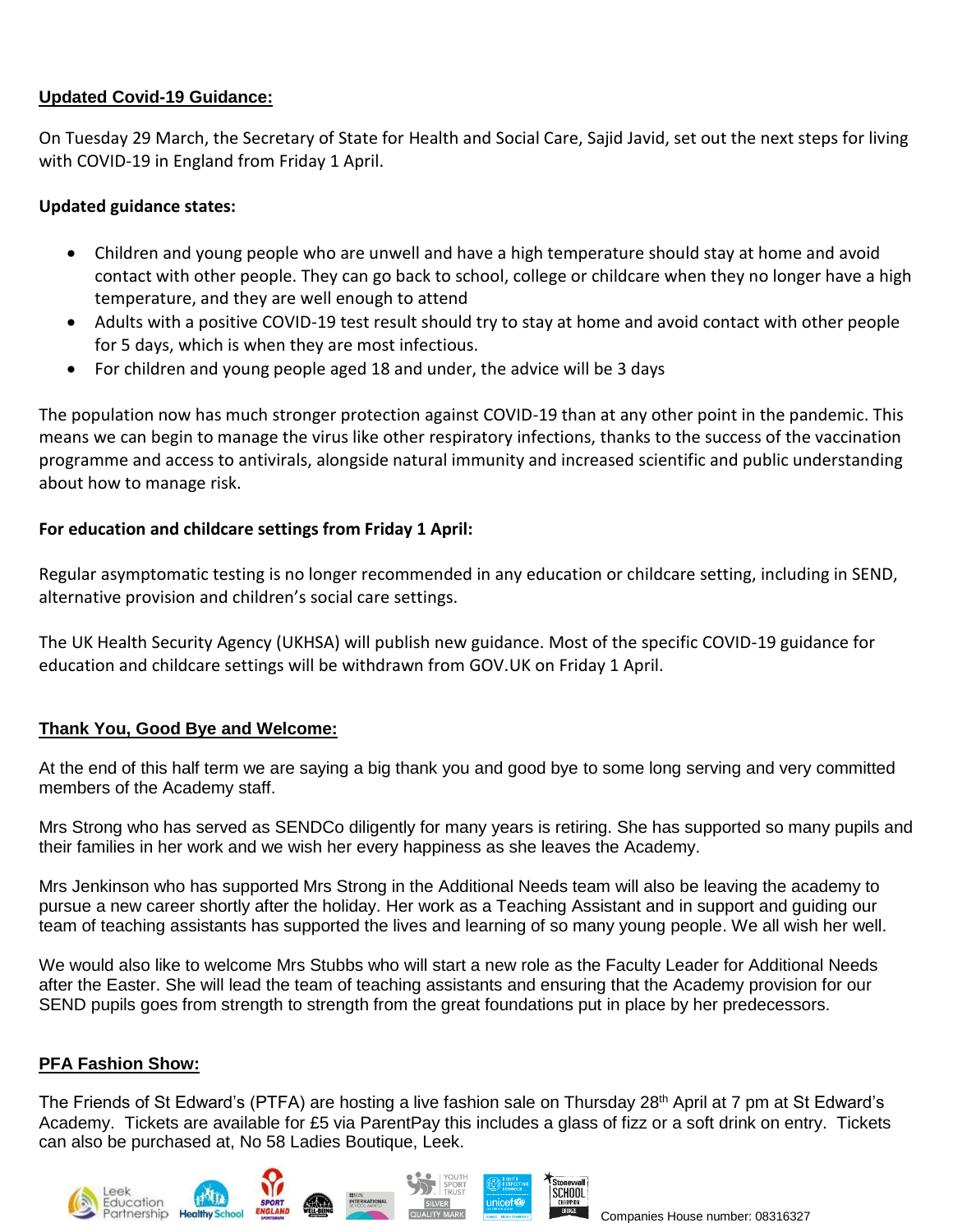## Updated Covid-19 Guidance:

On Tuesday 29 March, the Secretary of State for Health and Social Care, Sajid Javid, set out the next steps for living with COVID-19 in England from Friday 1 April.

**Updated guidance states:**

- Children and young people who are unwell and have a high temperature should stay at home and avoid contact with other people. They can go back to school, college or childcare when they no longer have a high temperature, and they are well enough to attend
- Adults with a positive COVID-19 test result should try to stay at home and avoid contact with other people for 5 days, which is when they are most infectious.
- For children and young people aged 18 and under, the advice will be 3 days

The population now has much stronger protection against COVID-19 than at any other point in the pandemic. This means we can begin to manage the virus like other respiratory infections, thanks to the success of the vaccination programme and access to antivirals, alongside natural immunity and increased scientific and public understanding about how to manage risk.

**For education and childcare settings from Friday 1 April:**

Regular asymptomatic testing is no longer recommended in any education or childcare setting, including in SEND, alternative provision and children's social care settings.

The UK Health Security Agency (UKHSA) will publish new guidance. Most of the specific COVID-19 guidance for education and childcare settings will be withdrawn from GOV.UK on Friday 1 April.

## Thank You, Good Bye and Welcome:

At the end of this half term we are saying a big thank you and good bye to some long serving and very committed members of the Academy staff.

Mrs Strong who has served as SENDCo diligently for many years is retiring. She has supported so many pupils and their families in her work and we wish her every happiness as she leaves the Academy.

Mrs Jenkinson who has supported Mrs Strong in the Additional Needs team will also be leaving the academy to pursue a new career shortly after the holiday. Her work as a Teaching Assistant and in support and guiding our team of teaching assistants has supported the lives and learning of so many young people. We all wish her well.

We would also like to welcome Mrs Stubbs who will start a new role as the Faculty Leader for Additional Needs after the Easter. She will lead the team of teaching assistants and ensuring that the Academy provision for our SEND pupils goes from strength to strength from the great foundations put in place by her predecessors.

## PFA Fashion Show:

The Friends of St Edward's (PTFA) are hosting a live fashion sale on Thursday 28th April at 7 pm at St Edward's Academy. Tickets are available for £5 via ParentPay this includes a glass of fizz or a soft drink on entry. Tickets can also be purchased at, No 58 Ladies Boutique, Leek.

Companies House number: 08316327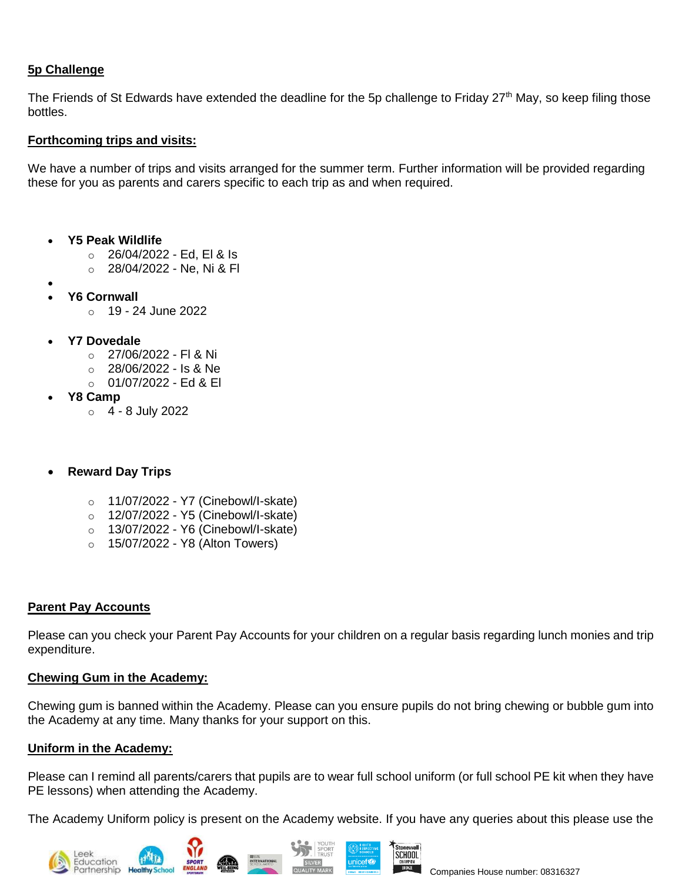**5p Challenge**

The Friends of St Edwards have extended the deadline for the 5p challenge to Friday 27th May, so keep filing those bottles.

**Forthcoming trips and visits:**

We have a number of trips and visits arranged for the summer term. Further information will be provided regarding these for you as parents and carers specific to each trip as and when required.

- **Y5 Peak Wildlife**
  - 26/04/2022 - Ed, El & Is
  - 28/04/2022 - Ne, Ni & Fl
- **Y6 Cornwall**
  - 19 - 24 June 2022
- **Y7 Dovedale**
  - 27/06/2022 - Fl & Ni
  - 28/06/2022 - Is & Ne
  - 01/07/2022 - Ed & El
- **Y8 Camp**
  - 4 - 8 July 2022
- **Reward Day Trips**
  - 11/07/2022 - Y7 (Cinebowl/I-skate)
  - 12/07/2022 - Y5 (Cinebowl/I-skate)
  - 13/07/2022 - Y6 (Cinebowl/I-skate)
  - 15/07/2022 - Y8 (Alton Towers)

**Parent Pay Accounts**

Please can you check your Parent Pay Accounts for your children on a regular basis regarding lunch monies and trip expenditure.

**Chewing Gum in the Academy:**

Chewing gum is banned within the Academy. Please can you ensure pupils do not bring chewing or bubble gum into the Academy at any time. Many thanks for your support on this.

**Uniform in the Academy:**

Please can I remind all parents/carers that pupils are to wear full school uniform (or full school PE kit when they have PE lessons) when attending the Academy.

The Academy Uniform policy is present on the Academy website. If you have any queries about this please use the

Companies House number: 08316327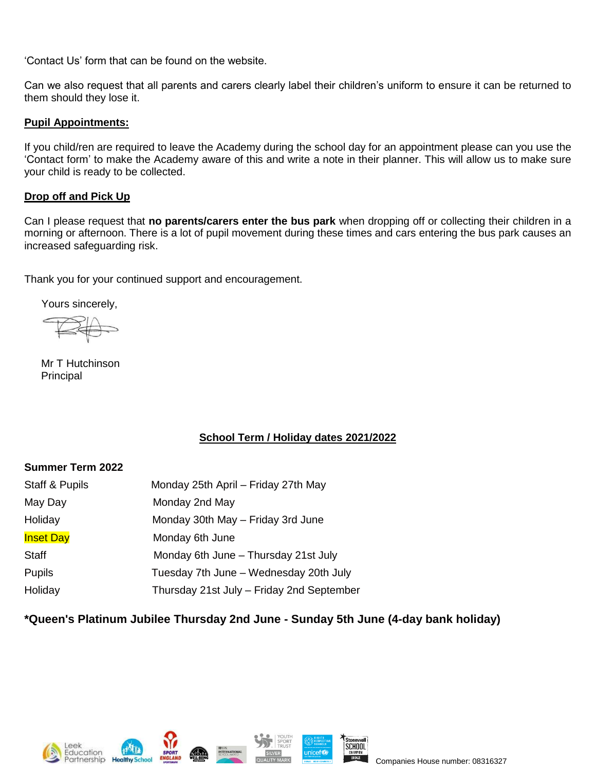'Contact Us' form that can be found on the website.

Can we also request that all parents and carers clearly label their children's uniform to ensure it can be returned to them should they lose it.

**Pupil Appointments:**

If you child/ren are required to leave the Academy during the school day for an appointment please can you use the 'Contact form' to make the Academy aware of this and write a note in their planner. This will allow us to make sure your child is ready to be collected.

**Drop off and Pick Up**

Can I please request that **no parents/carers enter the bus park** when dropping off or collecting their children in a morning or afternoon. There is a lot of pupil movement during these times and cars entering the bus park causes an increased safeguarding risk.

Thank you for your continued support and encouragement.

Yours sincerely,

Mr T Hutchinson
Principal

## School Term / Holiday dates 2021/2022

**Summer Term 2022**

| | |
|---|---|
| Staff & Pupils | Monday 25th April – Friday 27th May |
| May Day | Monday 2nd May |
| Holiday | Monday 30th May – Friday 3rd June |
| Inset Day | Monday 6th June |
| Staff | Monday 6th June – Thursday 21st July |
| Pupils | Tuesday 7th June – Wednesday 20th July |
| Holiday | Thursday 21st July – Friday 2nd September |

**\*Queen's Platinum Jubilee Thursday 2nd June - Sunday 5th June (4-day bank holiday)**

Companies House number: 08316327